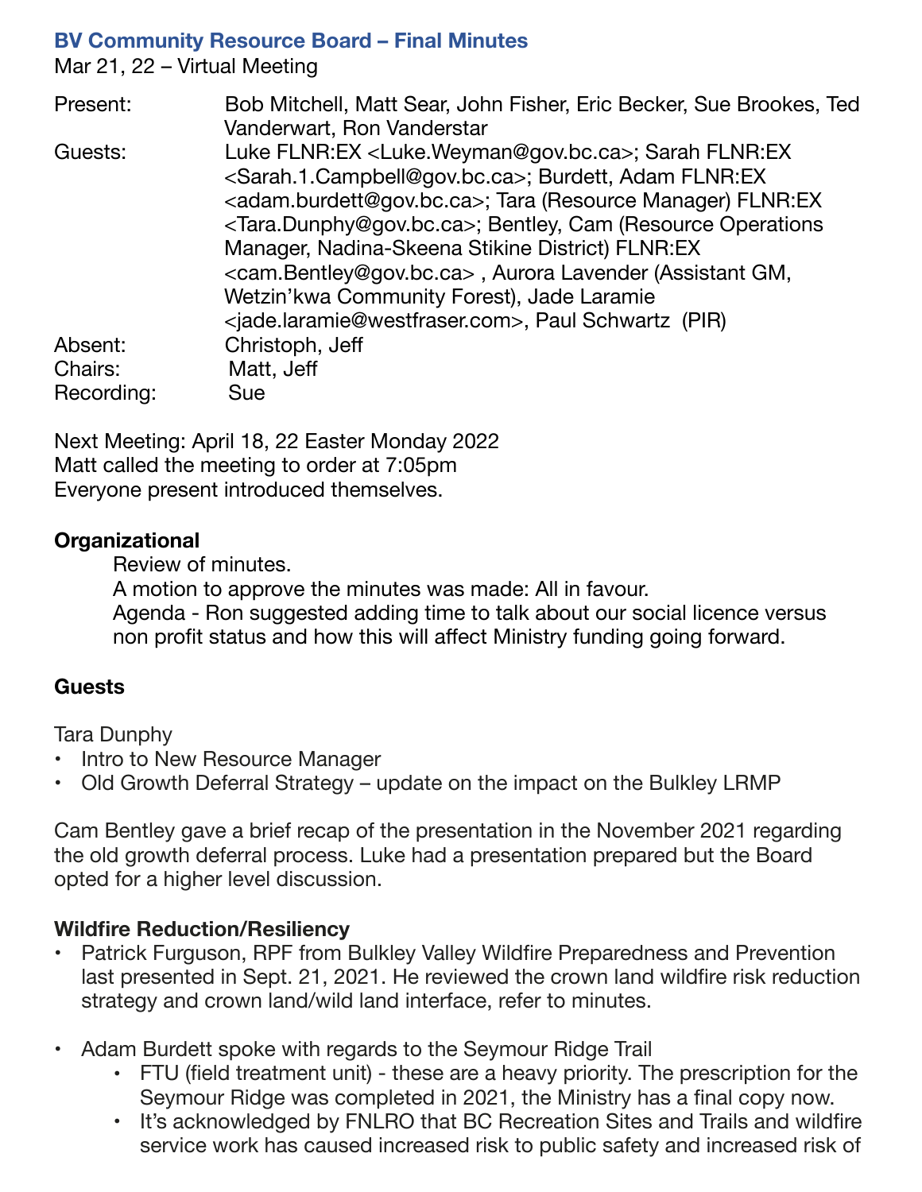# BV Community Resource Board – Final Minutes

Mar 21, 22 – Virtual Meeting

| | |
|---|---|
| Present: | Bob Mitchell, Matt Sear, John Fisher, Eric Becker, Sue Brookes, Ted Vanderwart, Ron Vanderstar |
| Guests: | Luke FLNR:EX <Luke.Weyman@gov.bc.ca>; Sarah FLNR:EX <Sarah.1.Campbell@gov.bc.ca>; Burdett, Adam FLNR:EX <adam.burdett@gov.bc.ca>; Tara (Resource Manager) FLNR:EX <Tara.Dunphy@gov.bc.ca>; Bentley, Cam (Resource Operations Manager, Nadina-Skeena Stikine District) FLNR:EX <cam.Bentley@gov.bc.ca> , Aurora Lavender (Assistant GM, Wetzin'kwa Community Forest), Jade Laramie <jade.laramie@westfraser.com>, Paul Schwartz (PIR) |
| Absent: | Christoph, Jeff |
| Chairs: | Matt, Jeff |
| Recording: | Sue |

Next Meeting: April 18, 22 Easter Monday 2022

Matt called the meeting to order at 7:05pm

Everyone present introduced themselves.

## Organizational

Review of minutes.

A motion to approve the minutes was made: All in favour.

Agenda - Ron suggested adding time to talk about our social licence versus non profit status and how this will affect Ministry funding going forward.

## Guests

Tara Dunphy

- Intro to New Resource Manager
- Old Growth Deferral Strategy – update on the impact on the Bulkley LRMP

Cam Bentley gave a brief recap of the presentation in the November 2021 regarding the old growth deferral process. Luke had a presentation prepared but the Board opted for a higher level discussion.

## Wildfire Reduction/Resiliency

- Patrick Furguson, RPF from Bulkley Valley Wildfire Preparedness and Prevention last presented in Sept. 21, 2021. He reviewed the crown land wildfire risk reduction strategy and crown land/wild land interface, refer to minutes.
- Adam Burdett spoke with regards to the Seymour Ridge Trail
  - FTU (field treatment unit) - these are a heavy priority. The prescription for the Seymour Ridge was completed in 2021, the Ministry has a final copy now.
  - It's acknowledged by FNLRO that BC Recreation Sites and Trails and wildfire service work has caused increased risk to public safety and increased risk of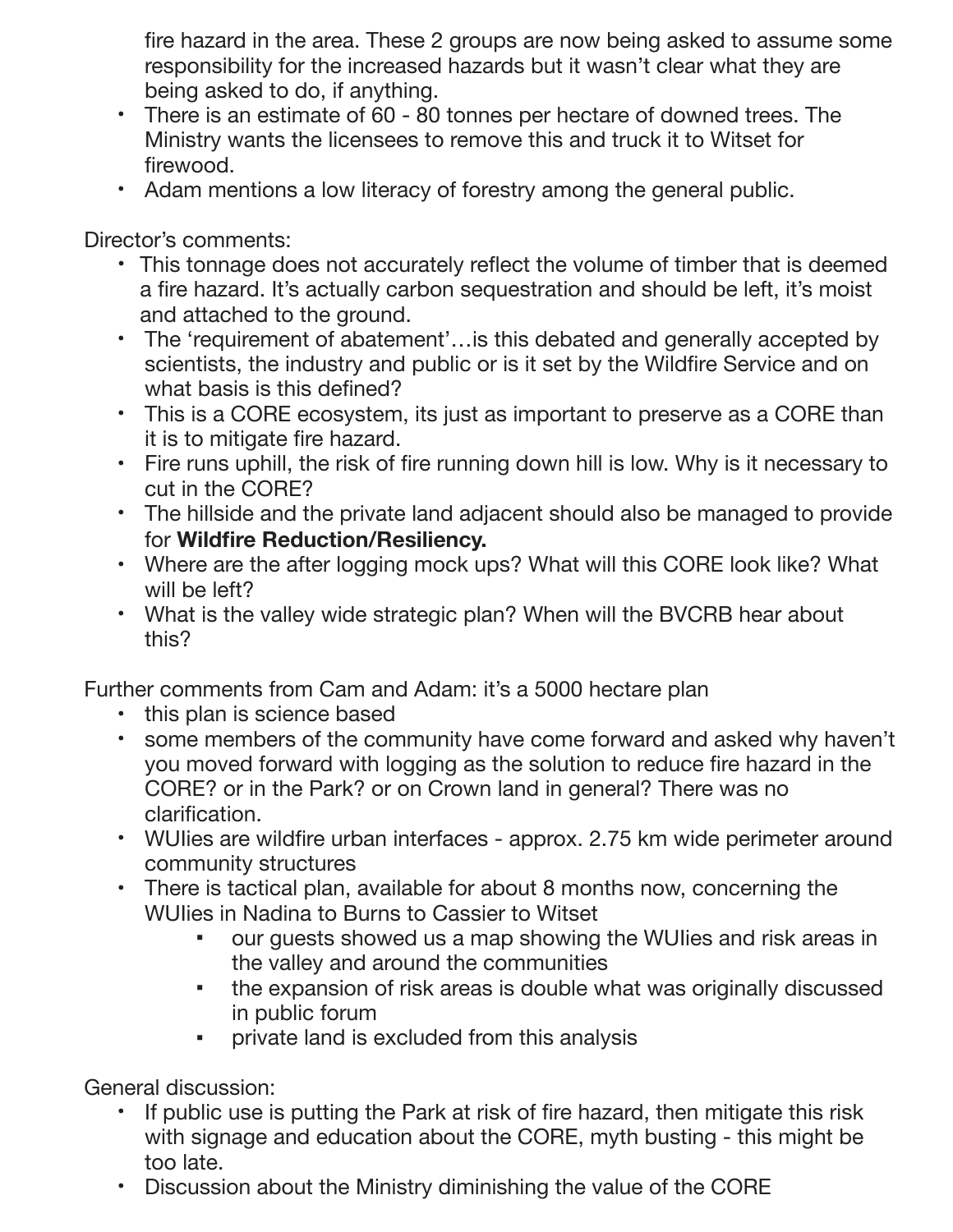fire hazard in the area. These 2 groups are now being asked to assume some responsibility for the increased hazards but it wasn't clear what they are being asked to do, if anything.

- There is an estimate of 60 - 80 tonnes per hectare of downed trees. The Ministry wants the licensees to remove this and truck it to Witset for firewood.
- Adam mentions a low literacy of forestry among the general public.

Director's comments:

- This tonnage does not accurately reflect the volume of timber that is deemed a fire hazard. It's actually carbon sequestration and should be left, it's moist and attached to the ground.
- The 'requirement of abatement'…is this debated and generally accepted by scientists, the industry and public or is it set by the Wildfire Service and on what basis is this defined?
- This is a CORE ecosystem, its just as important to preserve as a CORE than it is to mitigate fire hazard.
- Fire runs uphill, the risk of fire running down hill is low. Why is it necessary to cut in the CORE?
- The hillside and the private land adjacent should also be managed to provide for **Wildfire Reduction/Resiliency.**
- Where are the after logging mock ups? What will this CORE look like? What will be left?
- What is the valley wide strategic plan? When will the BVCRB hear about this?

Further comments from Cam and Adam: it's a 5000 hectare plan

- this plan is science based
- some members of the community have come forward and asked why haven't you moved forward with logging as the solution to reduce fire hazard in the CORE? or in the Park? or on Crown land in general? There was no clarification.
- WUIies are wildfire urban interfaces - approx. 2.75 km wide perimeter around community structures
- There is tactical plan, available for about 8 months now, concerning the WUIies in Nadina to Burns to Cassier to Witset
  - our guests showed us a map showing the WUIies and risk areas in the valley and around the communities
  - the expansion of risk areas is double what was originally discussed in public forum
  - private land is excluded from this analysis

General discussion:

- If public use is putting the Park at risk of fire hazard, then mitigate this risk with signage and education about the CORE, myth busting - this might be too late.
- Discussion about the Ministry diminishing the value of the CORE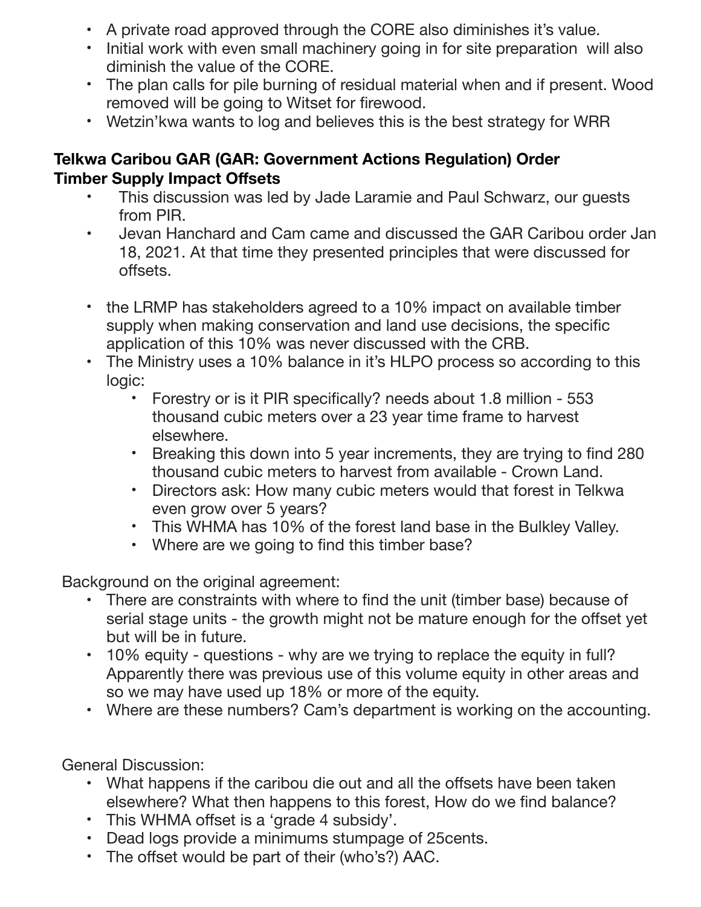- A private road approved through the CORE also diminishes it's value.
- Initial work with even small machinery going in for site preparation will also diminish the value of the CORE.
- The plan calls for pile burning of residual material when and if present. Wood removed will be going to Witset for firewood.
- Wetzin'kwa wants to log and believes this is the best strategy for WRR

**Telkwa Caribou GAR (GAR: Government Actions Regulation) Order**
**Timber Supply Impact Offsets**

- This discussion was led by Jade Laramie and Paul Schwarz, our guests from PIR.
- Jevan Hanchard and Cam came and discussed the GAR Caribou order Jan 18, 2021. At that time they presented principles that were discussed for offsets.

- the LRMP has stakeholders agreed to a 10% impact on available timber supply when making conservation and land use decisions, the specific application of this 10% was never discussed with the CRB.
- The Ministry uses a 10% balance in it's HLPO process so according to this logic:
    - Forestry or is it PIR specifically? needs about 1.8 million - 553 thousand cubic meters over a 23 year time frame to harvest elsewhere.
    - Breaking this down into 5 year increments, they are trying to find 280 thousand cubic meters to harvest from available - Crown Land.
    - Directors ask: How many cubic meters would that forest in Telkwa even grow over 5 years?
    - This WHMA has 10% of the forest land base in the Bulkley Valley.
    - Where are we going to find this timber base?

Background on the original agreement:

- There are constraints with where to find the unit (timber base) because of serial stage units - the growth might not be mature enough for the offset yet but will be in future.
- 10% equity - questions - why are we trying to replace the equity in full? Apparently there was previous use of this volume equity in other areas and so we may have used up 18% or more of the equity.
- Where are these numbers? Cam's department is working on the accounting.

General Discussion:

- What happens if the caribou die out and all the offsets have been taken elsewhere? What then happens to this forest, How do we find balance?
- This WHMA offset is a 'grade 4 subsidy'.
- Dead logs provide a minimums stumpage of 25cents.
- The offset would be part of their (who's?) AAC.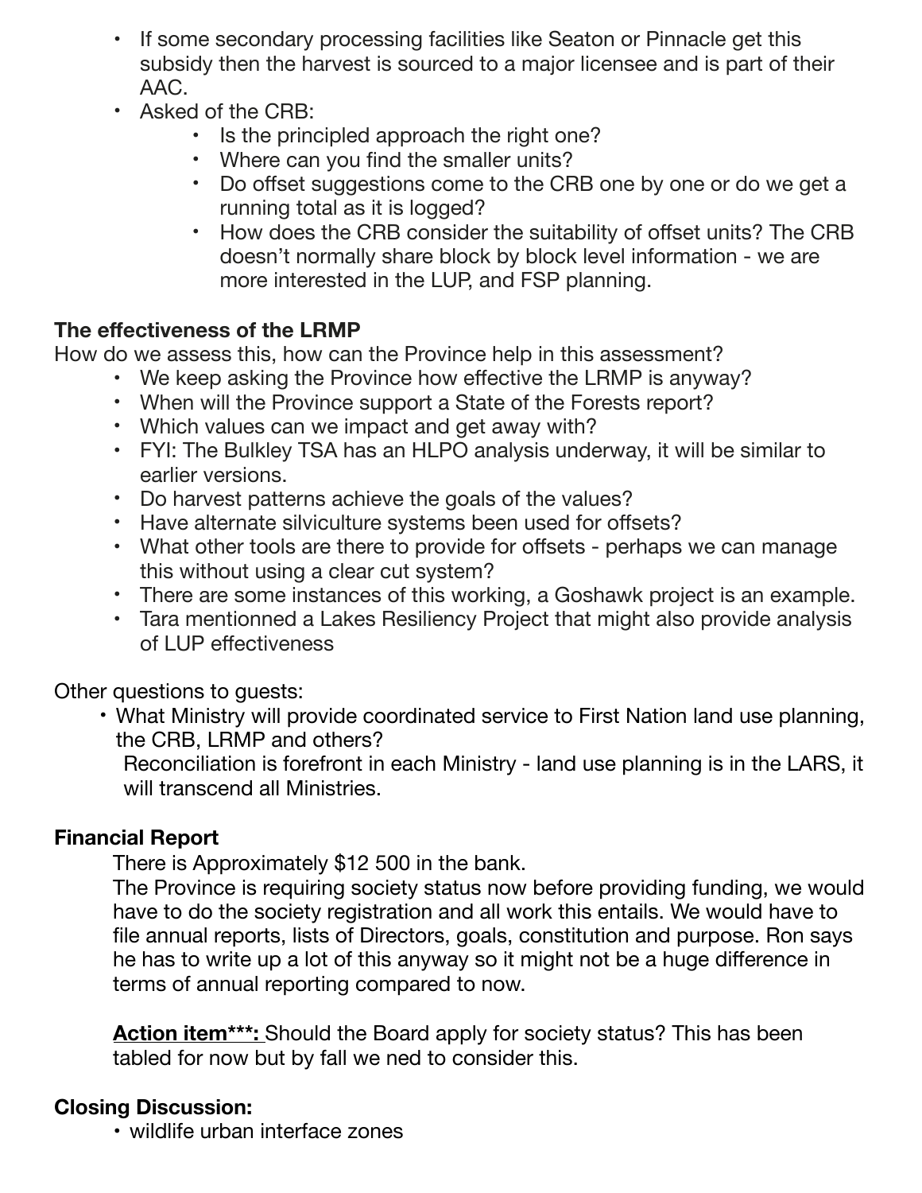- If some secondary processing facilities like Seaton or Pinnacle get this subsidy then the harvest is sourced to a major licensee and is part of their AAC.
- Asked of the CRB:
    - Is the principled approach the right one?
    - Where can you find the smaller units?
    - Do offset suggestions come to the CRB one by one or do we get a running total as it is logged?
    - How does the CRB consider the suitability of offset units? The CRB doesn't normally share block by block level information - we are more interested in the LUP, and FSP planning.

**The effectiveness of the LRMP**

How do we assess this, how can the Province help in this assessment?

- We keep asking the Province how effective the LRMP is anyway?
- When will the Province support a State of the Forests report?
- Which values can we impact and get away with?
- FYI: The Bulkley TSA has an HLPO analysis underway, it will be similar to earlier versions.
- Do harvest patterns achieve the goals of the values?
- Have alternate silviculture systems been used for offsets?
- What other tools are there to provide for offsets - perhaps we can manage this without using a clear cut system?
- There are some instances of this working, a Goshawk project is an example.
- Tara mentionned a Lakes Resiliency Project that might also provide analysis of LUP effectiveness

Other questions to guests:

- What Ministry will provide coordinated service to First Nation land use planning, the CRB, LRMP and others?
  Reconciliation is forefront in each Ministry - land use planning is in the LARS, it will transcend all Ministries.

**Financial Report**

There is Approximately $12 500 in the bank.
The Province is requiring society status now before providing funding, we would have to do the society registration and all work this entails. We would have to file annual reports, lists of Directors, goals, constitution and purpose. Ron says he has to write up a lot of this anyway so it might not be a huge difference in terms of annual reporting compared to now.

**<u>Action item***:</u>** Should the Board apply for society status? This has been tabled for now but by fall we ned to consider this.

**Closing Discussion:**

- wildlife urban interface zones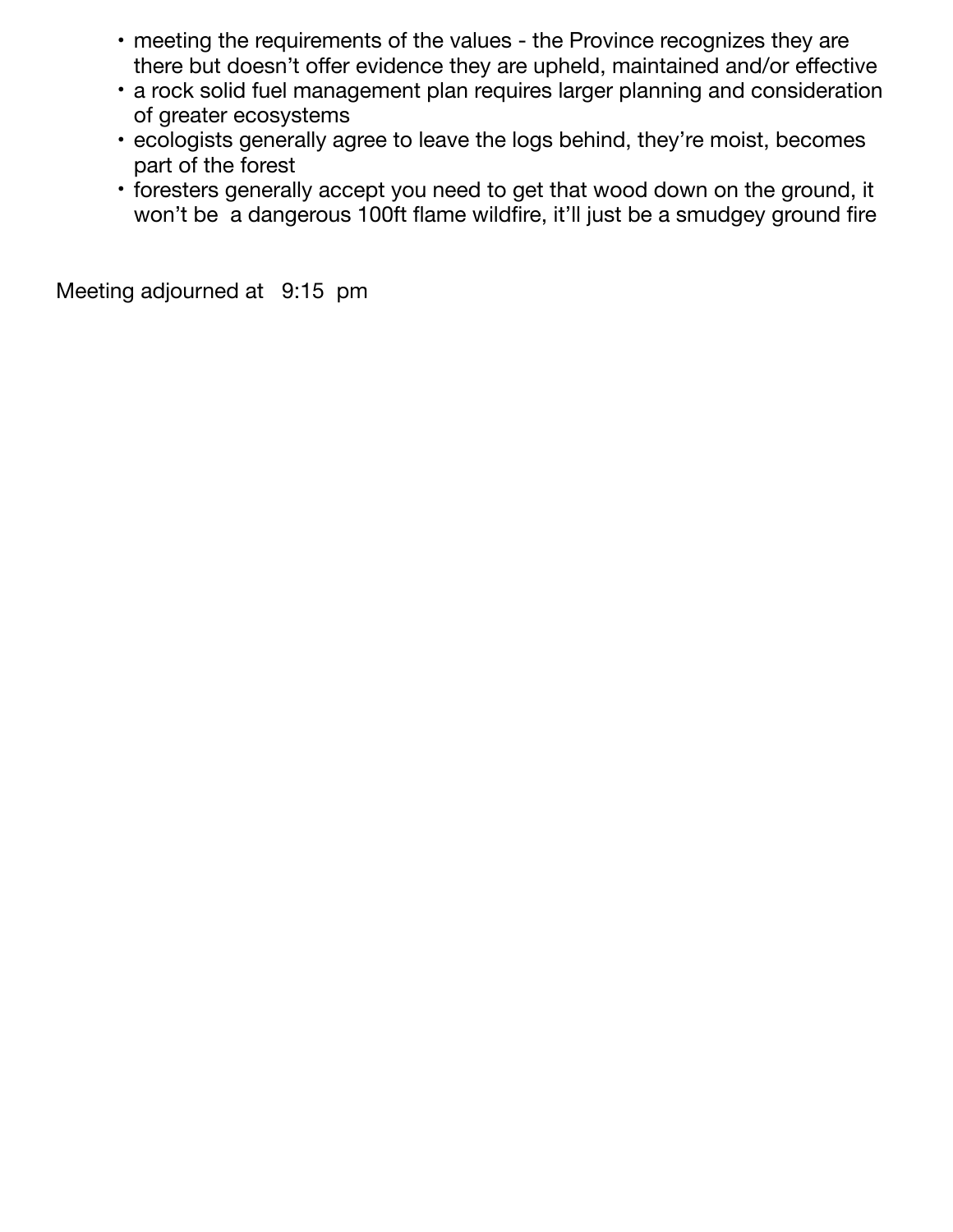- meeting the requirements of the values - the Province recognizes they are there but doesn't offer evidence they are upheld, maintained and/or effective
- a rock solid fuel management plan requires larger planning and consideration of greater ecosystems
- ecologists generally agree to leave the logs behind, they're moist, becomes part of the forest
- foresters generally accept you need to get that wood down on the ground, it won't be a dangerous 100ft flame wildfire, it'll just be a smudgey ground fire

Meeting adjourned at 9:15 pm